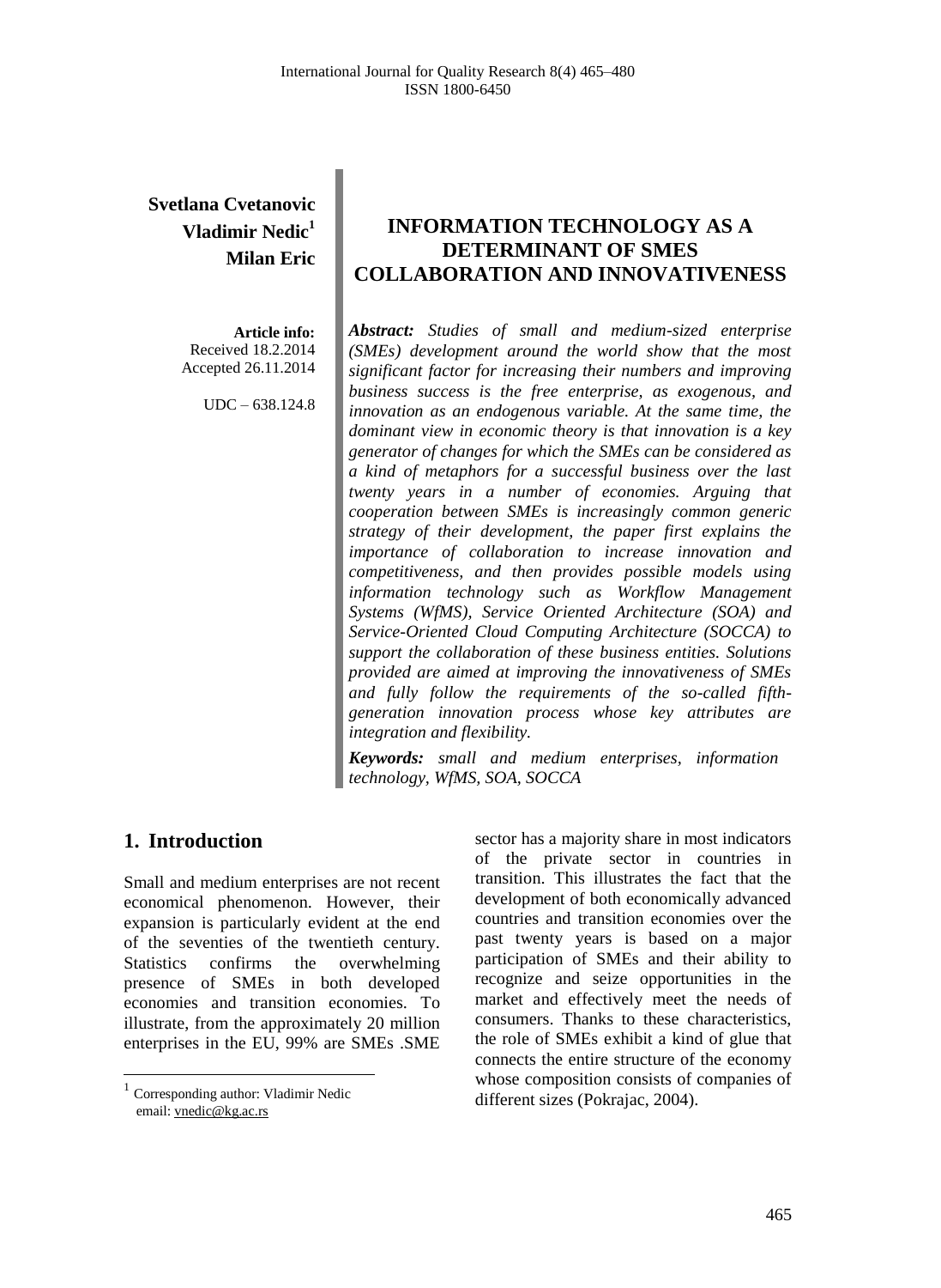**Svetlana Cvetanovic**
**Vladimir Nedic**[1]
**Milan Eric**

**Article info:**
Received 18.2.2014
Accepted 26.11.2014

UDC – 638.124.8

# INFORMATION TECHNOLOGY AS A DETERMINANT OF SMES COLLABORATION AND INNOVATIVENESS

***Abstract:*** *Studies of small and medium-sized enterprise (SMEs) development around the world show that the most significant factor for increasing their numbers and improving business success is the free enterprise, as exogenous, and innovation as an endogenous variable. At the same time, the dominant view in economic theory is that innovation is a key generator of changes for which the SMEs can be considered as a kind of metaphors for a successful business over the last twenty years in a number of economies. Arguing that cooperation between SMEs is increasingly common generic strategy of their development, the paper first explains the importance of collaboration to increase innovation and competitiveness, and then provides possible models using information technology such as Workflow Management Systems (WfMS), Service Oriented Architecture (SOA) and Service-Oriented Cloud Computing Architecture (SOCCA) to support the collaboration of these business entities. Solutions provided are aimed at improving the innovativeness of SMEs and fully follow the requirements of the so-called fifth-generation innovation process whose key attributes are integration and flexibility.*

***Keywords:*** *small and medium enterprises, information technology, WfMS, SOA, SOCCA*

## 1. Introduction

Small and medium enterprises are not recent economical phenomenon. However, their expansion is particularly evident at the end of the seventies of the twentieth century. Statistics confirms the overwhelming presence of SMEs in both developed economies and transition economies. To illustrate, from the approximately 20 million enterprises in the EU, 99% are SMEs .SME sector has a majority share in most indicators of the private sector in countries in transition. This illustrates the fact that the development of both economically advanced countries and transition economies over the past twenty years is based on a major participation of SMEs and their ability to recognize and seize opportunities in the market and effectively meet the needs of consumers. Thanks to these characteristics, the role of SMEs exhibit a kind of glue that connects the entire structure of the economy whose composition consists of companies of different sizes (Pokrajac, 2004).

[1] Corresponding author: Vladimir Nedic
email: vnedic@kg.ac.rs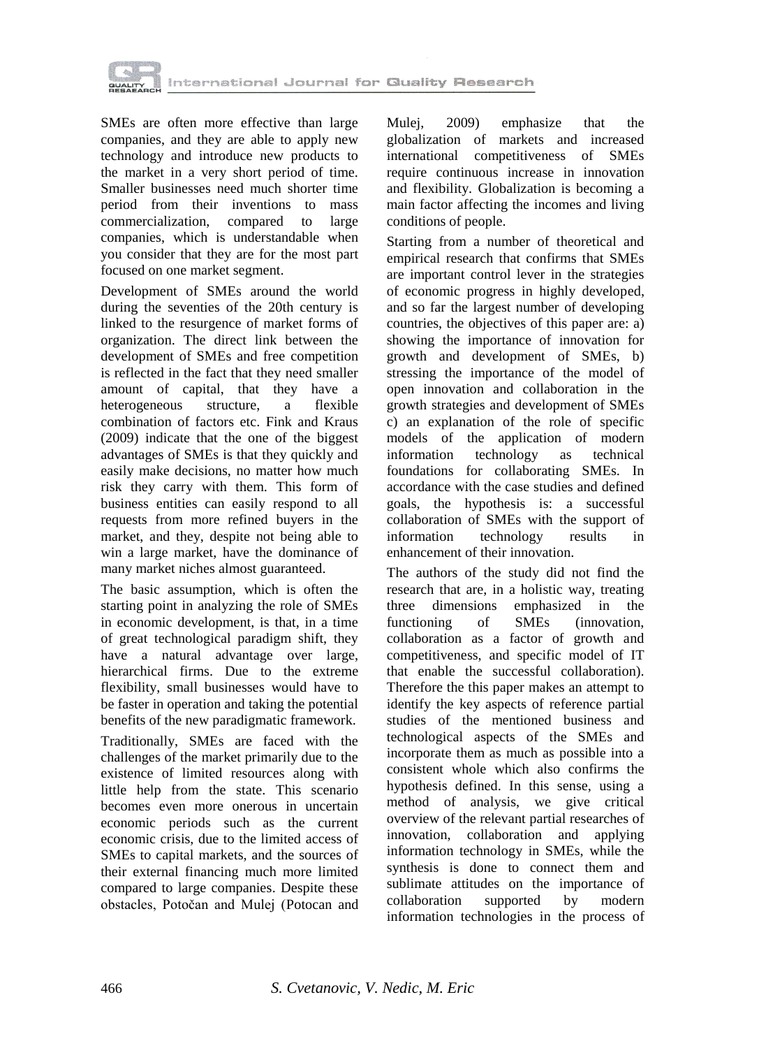SMEs are often more effective than large companies, and they are able to apply new technology and introduce new products to the market in a very short period of time. Smaller businesses need much shorter time period from their inventions to mass commercialization, compared to large companies, which is understandable when you consider that they are for the most part focused on one market segment.

Development of SMEs around the world during the seventies of the 20th century is linked to the resurgence of market forms of organization. The direct link between the development of SMEs and free competition is reflected in the fact that they need smaller amount of capital, that they have a heterogeneous structure, a flexible combination of factors etc. Fink and Kraus (2009) indicate that the one of the biggest advantages of SMEs is that they quickly and easily make decisions, no matter how much risk they carry with them. This form of business entities can easily respond to all requests from more refined buyers in the market, and they, despite not being able to win a large market, have the dominance of many market niches almost guaranteed.

The basic assumption, which is often the starting point in analyzing the role of SMEs in economic development, is that, in a time of great technological paradigm shift, they have a natural advantage over large, hierarchical firms. Due to the extreme flexibility, small businesses would have to be faster in operation and taking the potential benefits of the new paradigmatic framework.

Traditionally, SMEs are faced with the challenges of the market primarily due to the existence of limited resources along with little help from the state. This scenario becomes even more onerous in uncertain economic periods such as the current economic crisis, due to the limited access of SMEs to capital markets, and the sources of their external financing much more limited compared to large companies. Despite these obstacles, Potočan and Mulej (Potocan and Mulej, 2009) emphasize that the globalization of markets and increased international competitiveness of SMEs require continuous increase in innovation and flexibility. Globalization is becoming a main factor affecting the incomes and living conditions of people.

Starting from a number of theoretical and empirical research that confirms that SMEs are important control lever in the strategies of economic progress in highly developed, and so far the largest number of developing countries, the objectives of this paper are: a) showing the importance of innovation for growth and development of SMEs, b) stressing the importance of the model of open innovation and collaboration in the growth strategies and development of SMEs c) an explanation of the role of specific models of the application of modern information technology as technical foundations for collaborating SMEs. In accordance with the case studies and defined goals, the hypothesis is: a successful collaboration of SMEs with the support of information technology results in enhancement of their innovation.

The authors of the study did not find the research that are, in a holistic way, treating three dimensions emphasized in the functioning of SMEs (innovation, collaboration as a factor of growth and competitiveness, and specific model of IT that enable the successful collaboration). Therefore the this paper makes an attempt to identify the key aspects of reference partial studies of the mentioned business and technological aspects of the SMEs and incorporate them as much as possible into a consistent whole which also confirms the hypothesis defined. In this sense, using a method of analysis, we give critical overview of the relevant partial researches of innovation, collaboration and applying information technology in SMEs, while the synthesis is done to connect them and sublimate attitudes on the importance of collaboration supported by modern information technologies in the process of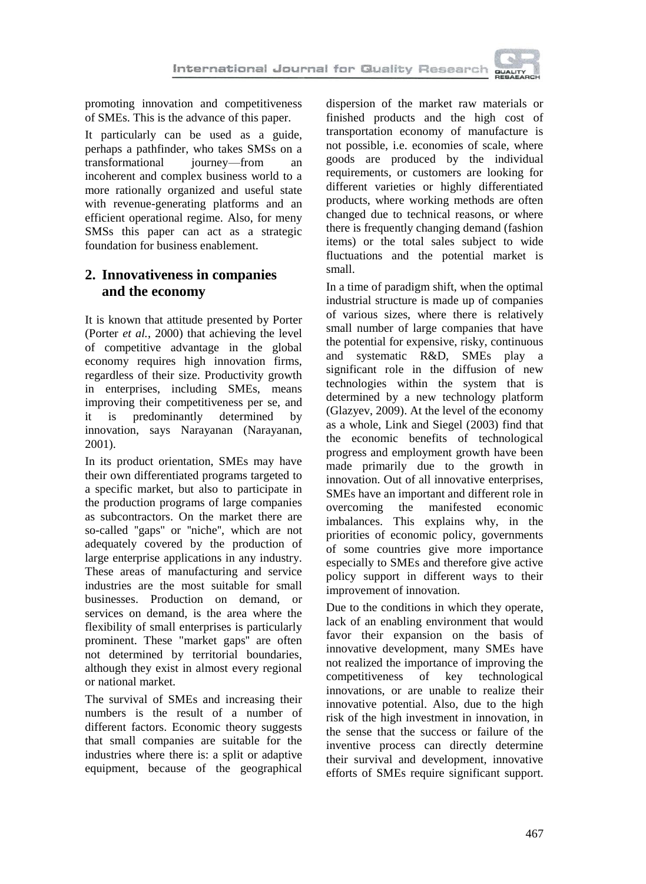promoting innovation and competitiveness of SMEs. This is the advance of this paper.

It particularly can be used as a guide, perhaps a pathfinder, who takes SMSs on a transformational journey—from an incoherent and complex business world to a more rationally organized and useful state with revenue-generating platforms and an efficient operational regime. Also, for meny SMSs this paper can act as a strategic foundation for business enablement.

## 2. Innovativeness in companies and the economy

It is known that attitude presented by Porter (Porter *et al.*, 2000) that achieving the level of competitive advantage in the global economy requires high innovation firms, regardless of their size. Productivity growth in enterprises, including SMEs, means improving their competitiveness per se, and it is predominantly determined by innovation, says Narayanan (Narayanan, 2001).

In its product orientation, SMEs may have their own differentiated programs targeted to a specific market, but also to participate in the production programs of large companies as subcontractors. On the market there are so-called "gaps" or "niche", which are not adequately covered by the production of large enterprise applications in any industry. These areas of manufacturing and service industries are the most suitable for small businesses. Production on demand, or services on demand, is the area where the flexibility of small enterprises is particularly prominent. These "market gaps" are often not determined by territorial boundaries, although they exist in almost every regional or national market.

The survival of SMEs and increasing their numbers is the result of a number of different factors. Economic theory suggests that small companies are suitable for the industries where there is: a split or adaptive equipment, because of the geographical dispersion of the market raw materials or finished products and the high cost of transportation economy of manufacture is not possible, i.e. economies of scale, where goods are produced by the individual requirements, or customers are looking for different varieties or highly differentiated products, where working methods are often changed due to technical reasons, or where there is frequently changing demand (fashion items) or the total sales subject to wide fluctuations and the potential market is small.

In a time of paradigm shift, when the optimal industrial structure is made up of companies of various sizes, where there is relatively small number of large companies that have the potential for expensive, risky, continuous and systematic R&D, SMEs play a significant role in the diffusion of new technologies within the system that is determined by a new technology platform (Glazyev, 2009). At the level of the economy as a whole, Link and Siegel (2003) find that the economic benefits of technological progress and employment growth have been made primarily due to the growth in innovation. Out of all innovative enterprises, SMEs have an important and different role in overcoming the manifested economic imbalances. This explains why, in the priorities of economic policy, governments of some countries give more importance especially to SMEs and therefore give active policy support in different ways to their improvement of innovation.

Due to the conditions in which they operate, lack of an enabling environment that would favor their expansion on the basis of innovative development, many SMEs have not realized the importance of improving the competitiveness of key technological innovations, or are unable to realize their innovative potential. Also, due to the high risk of the high investment in innovation, in the sense that the success or failure of the inventive process can directly determine their survival and development, innovative efforts of SMEs require significant support.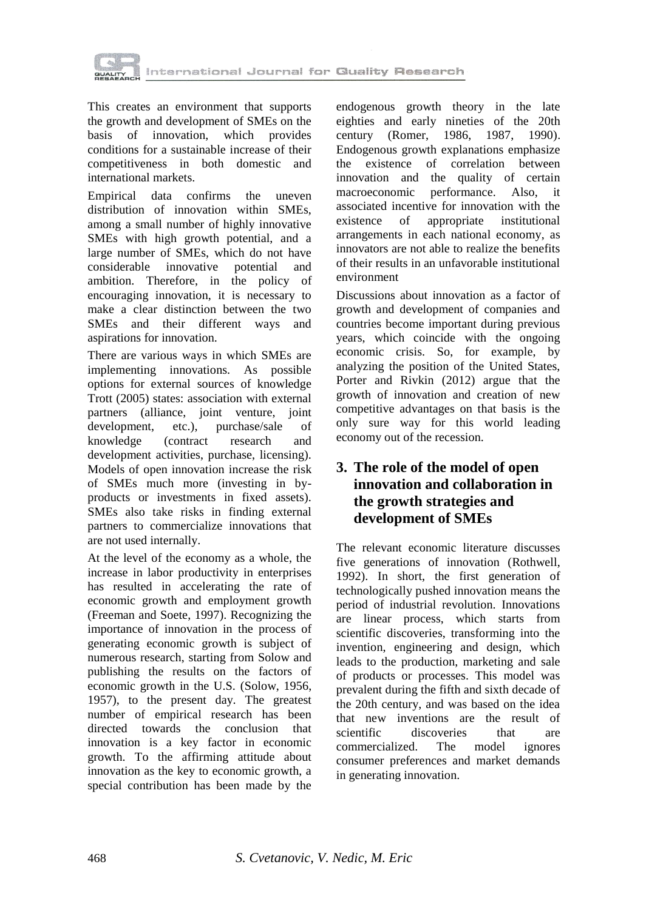This creates an environment that supports the growth and development of SMEs on the basis of innovation, which provides conditions for a sustainable increase of their competitiveness in both domestic and international markets.

Empirical data confirms the uneven distribution of innovation within SMEs, among a small number of highly innovative SMEs with high growth potential, and a large number of SMEs, which do not have considerable innovative potential and ambition. Therefore, in the policy of encouraging innovation, it is necessary to make a clear distinction between the two SMEs and their different ways and aspirations for innovation.

There are various ways in which SMEs are implementing innovations. As possible options for external sources of knowledge Trott (2005) states: association with external partners (alliance, joint venture, joint development, etc.), purchase/sale of knowledge (contract research and development activities, purchase, licensing). Models of open innovation increase the risk of SMEs much more (investing in by-products or investments in fixed assets). SMEs also take risks in finding external partners to commercialize innovations that are not used internally.

At the level of the economy as a whole, the increase in labor productivity in enterprises has resulted in accelerating the rate of economic growth and employment growth (Freeman and Soete, 1997). Recognizing the importance of innovation in the process of generating economic growth is subject of numerous research, starting from Solow and publishing the results on the factors of economic growth in the U.S. (Solow, 1956, 1957), to the present day. The greatest number of empirical research has been directed towards the conclusion that innovation is a key factor in economic growth. To the affirming attitude about innovation as the key to economic growth, a special contribution has been made by the endogenous growth theory in the late eighties and early nineties of the 20th century (Romer, 1986, 1987, 1990). Endogenous growth explanations emphasize the existence of correlation between innovation and the quality of certain macroeconomic performance. Also, it associated incentive for innovation with the existence of appropriate institutional arrangements in each national economy, as innovators are not able to realize the benefits of their results in an unfavorable institutional environment

Discussions about innovation as a factor of growth and development of companies and countries become important during previous years, which coincide with the ongoing economic crisis. So, for example, by analyzing the position of the United States, Porter and Rivkin (2012) argue that the growth of innovation and creation of new competitive advantages on that basis is the only sure way for this world leading economy out of the recession.

## 3. The role of the model of open innovation and collaboration in the growth strategies and development of SMEs

The relevant economic literature discusses five generations of innovation (Rothwell, 1992). In short, the first generation of technologically pushed innovation means the period of industrial revolution. Innovations are linear process, which starts from scientific discoveries, transforming into the invention, engineering and design, which leads to the production, marketing and sale of products or processes. This model was prevalent during the fifth and sixth decade of the 20th century, and was based on the idea that new inventions are the result of scientific discoveries that are commercialized. The model ignores consumer preferences and market demands in generating innovation.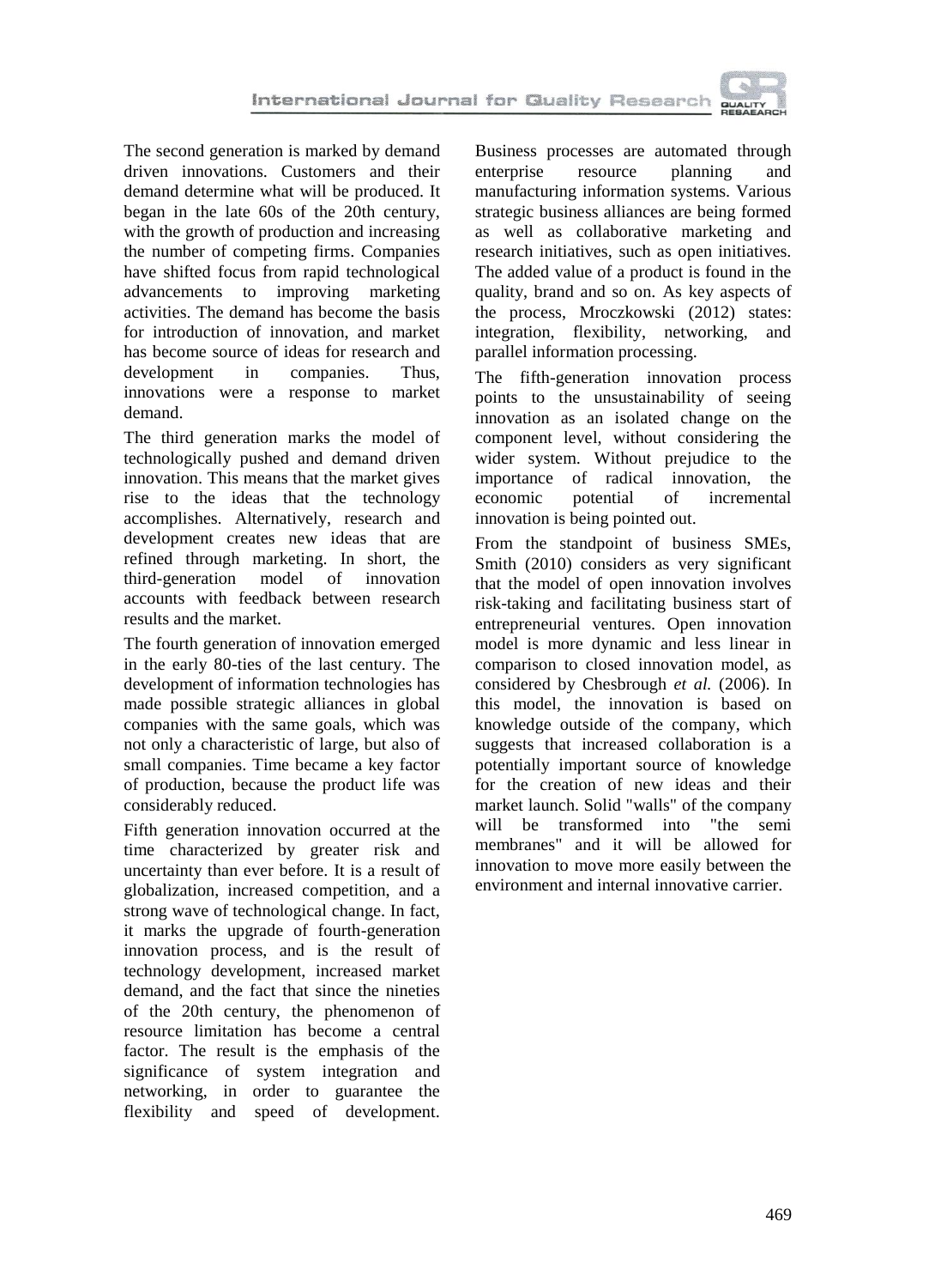The second generation is marked by demand driven innovations. Customers and their demand determine what will be produced. It began in the late 60s of the 20th century, with the growth of production and increasing the number of competing firms. Companies have shifted focus from rapid technological advancements to improving marketing activities. The demand has become the basis for introduction of innovation, and market has become source of ideas for research and development in companies. Thus, innovations were a response to market demand.

The third generation marks the model of technologically pushed and demand driven innovation. This means that the market gives rise to the ideas that the technology accomplishes. Alternatively, research and development creates new ideas that are refined through marketing. In short, the third-generation model of innovation accounts with feedback between research results and the market.

The fourth generation of innovation emerged in the early 80-ties of the last century. The development of information technologies has made possible strategic alliances in global companies with the same goals, which was not only a characteristic of large, but also of small companies. Time became a key factor of production, because the product life was considerably reduced.

Fifth generation innovation occurred at the time characterized by greater risk and uncertainty than ever before. It is a result of globalization, increased competition, and a strong wave of technological change. In fact, it marks the upgrade of fourth-generation innovation process, and is the result of technology development, increased market demand, and the fact that since the nineties of the 20th century, the phenomenon of resource limitation has become a central factor. The result is the emphasis of the significance of system integration and networking, in order to guarantee the flexibility and speed of development. Business processes are automated through enterprise resource planning and manufacturing information systems. Various strategic business alliances are being formed as well as collaborative marketing and research initiatives, such as open initiatives. The added value of a product is found in the quality, brand and so on. As key aspects of the process, Mroczkowski (2012) states: integration, flexibility, networking, and parallel information processing.

The fifth-generation innovation process points to the unsustainability of seeing innovation as an isolated change on the component level, without considering the wider system. Without prejudice to the importance of radical innovation, the economic potential of incremental innovation is being pointed out.

From the standpoint of business SMEs, Smith (2010) considers as very significant that the model of open innovation involves risk-taking and facilitating business start of entrepreneurial ventures. Open innovation model is more dynamic and less linear in comparison to closed innovation model, as considered by Chesbrough *et al.* (2006). In this model, the innovation is based on knowledge outside of the company, which suggests that increased collaboration is a potentially important source of knowledge for the creation of new ideas and their market launch. Solid "walls" of the company will be transformed into "the semi membranes" and it will be allowed for innovation to move more easily between the environment and internal innovative carrier.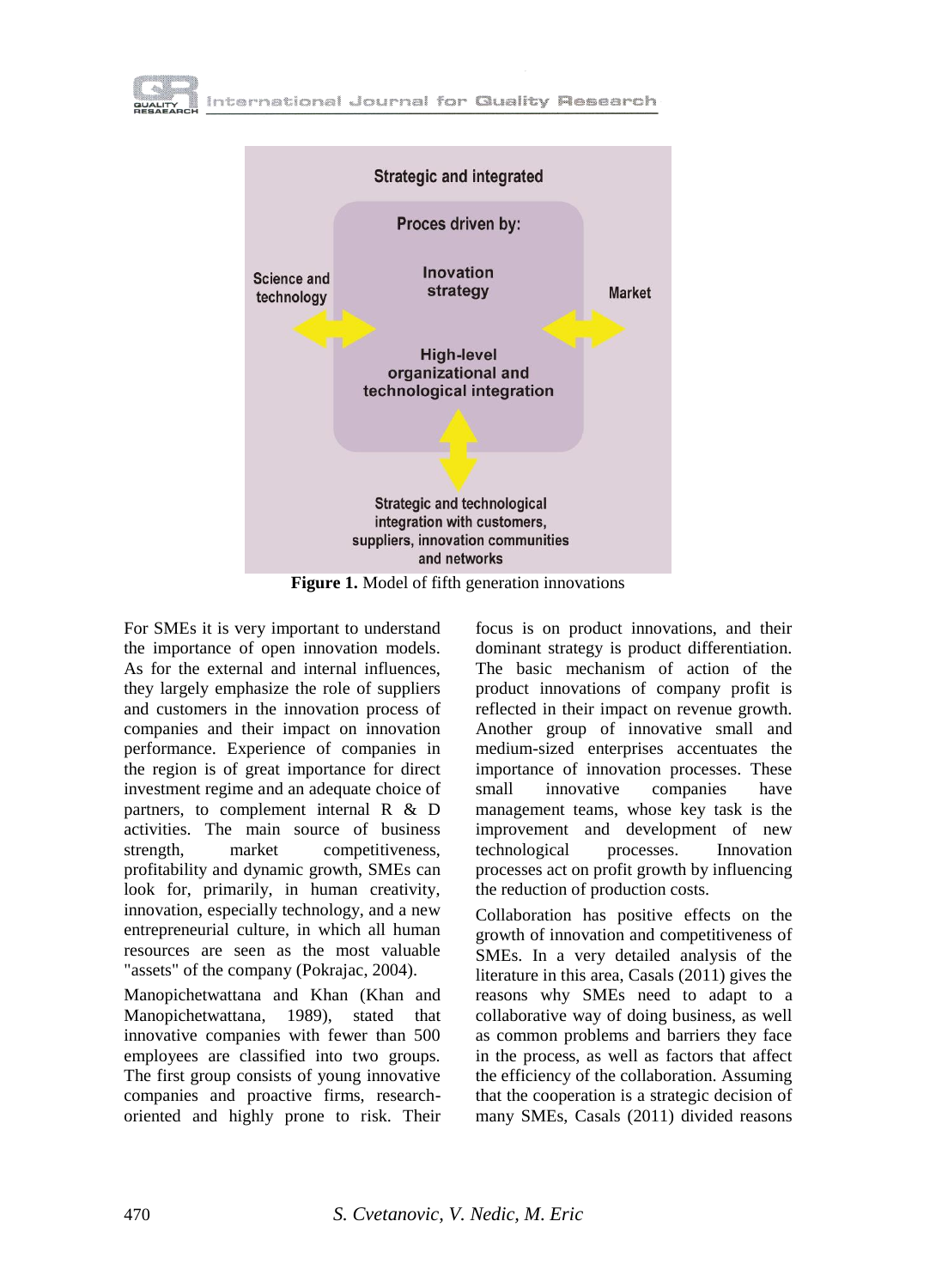Strategic and integrated

Proces driven by:

Inovation strategy

High-level organizational and technological integration

Science and technology

Market

Strategic and technological integration with customers, suppliers, innovation communities and networks

**Figure 1.** Model of fifth generation innovations

For SMEs it is very important to understand the importance of open innovation models. As for the external and internal influences, they largely emphasize the role of suppliers and customers in the innovation process of companies and their impact on innovation performance. Experience of companies in the region is of great importance for direct investment regime and an adequate choice of partners, to complement internal R & D activities. The main source of business strength, market competitiveness, profitability and dynamic growth, SMEs can look for, primarily, in human creativity, innovation, especially technology, and a new entrepreneurial culture, in which all human resources are seen as the most valuable "assets" of the company (Pokrajac, 2004).

Manopichetwattana and Khan (Khan and Manopichetwattana, 1989), stated that innovative companies with fewer than 500 employees are classified into two groups. The first group consists of young innovative companies and proactive firms, research-oriented and highly prone to risk. Their focus is on product innovations, and their dominant strategy is product differentiation. The basic mechanism of action of the product innovations of company profit is reflected in their impact on revenue growth. Another group of innovative small and medium-sized enterprises accentuates the importance of innovation processes. These small innovative companies have management teams, whose key task is the improvement and development of new technological processes. Innovation processes act on profit growth by influencing the reduction of production costs.

Collaboration has positive effects on the growth of innovation and competitiveness of SMEs. In a very detailed analysis of the literature in this area, Casals (2011) gives the reasons why SMEs need to adapt to a collaborative way of doing business, as well as common problems and barriers they face in the process, as well as factors that affect the efficiency of the collaboration. Assuming that the cooperation is a strategic decision of many SMEs, Casals (2011) divided reasons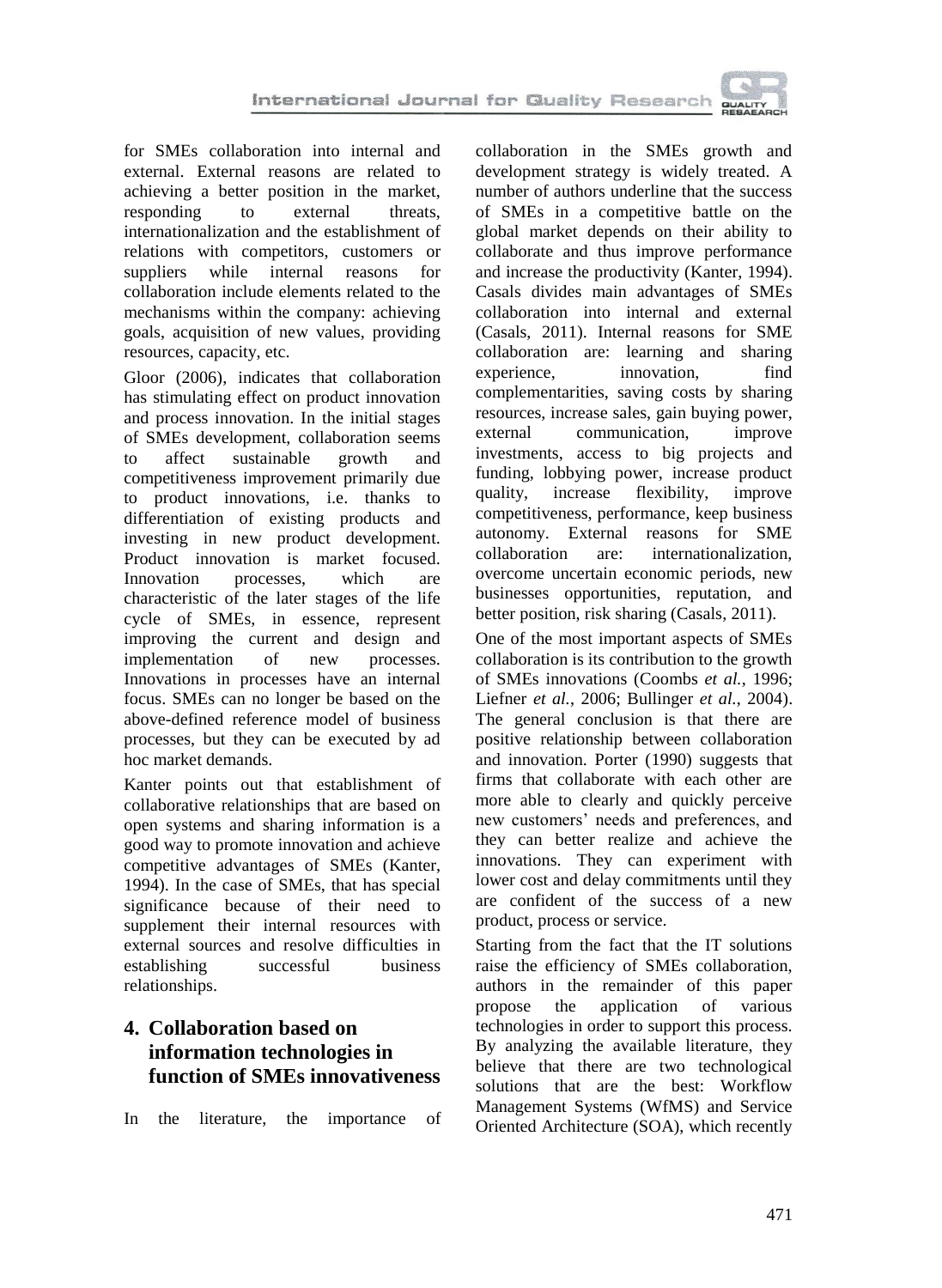for SMEs collaboration into internal and external. External reasons are related to achieving a better position in the market, responding to external threats, internationalization and the establishment of relations with competitors, customers or suppliers while internal reasons for collaboration include elements related to the mechanisms within the company: achieving goals, acquisition of new values, providing resources, capacity, etc.

Gloor (2006), indicates that collaboration has stimulating effect on product innovation and process innovation. In the initial stages of SMEs development, collaboration seems to affect sustainable growth and competitiveness improvement primarily due to product innovations, i.e. thanks to differentiation of existing products and investing in new product development. Product innovation is market focused. Innovation processes, which are characteristic of the later stages of the life cycle of SMEs, in essence, represent improving the current and design and implementation of new processes. Innovations in processes have an internal focus. SMEs can no longer be based on the above-defined reference model of business processes, but they can be executed by ad hoc market demands.

Kanter points out that establishment of collaborative relationships that are based on open systems and sharing information is a good way to promote innovation and achieve competitive advantages of SMEs (Kanter, 1994). In the case of SMEs, that has special significance because of their need to supplement their internal resources with external sources and resolve difficulties in establishing successful business relationships.

## 4. Collaboration based on information technologies in function of SMEs innovativeness

In the literature, the importance of collaboration in the SMEs growth and development strategy is widely treated. A number of authors underline that the success of SMEs in a competitive battle on the global market depends on their ability to collaborate and thus improve performance and increase the productivity (Kanter, 1994). Casals divides main advantages of SMEs collaboration into internal and external (Casals, 2011). Internal reasons for SME collaboration are: learning and sharing experience, innovation, find complementarities, saving costs by sharing resources, increase sales, gain buying power, external communication, improve investments, access to big projects and funding, lobbying power, increase product quality, increase flexibility, improve competitiveness, performance, keep business autonomy. External reasons for SME collaboration are: internationalization, overcome uncertain economic periods, new businesses opportunities, reputation, and better position, risk sharing (Casals, 2011).

One of the most important aspects of SMEs collaboration is its contribution to the growth of SMEs innovations (Coombs *et al.*, 1996; Liefner *et al.*, 2006; Bullinger *et al.*, 2004). The general conclusion is that there are positive relationship between collaboration and innovation. Porter (1990) suggests that firms that collaborate with each other are more able to clearly and quickly perceive new customers' needs and preferences, and they can better realize and achieve the innovations. They can experiment with lower cost and delay commitments until they are confident of the success of a new product, process or service.

Starting from the fact that the IT solutions raise the efficiency of SMEs collaboration, authors in the remainder of this paper propose the application of various technologies in order to support this process. By analyzing the available literature, they believe that there are two technological solutions that are the best: Workflow Management Systems (WfMS) and Service Oriented Architecture (SOA), which recently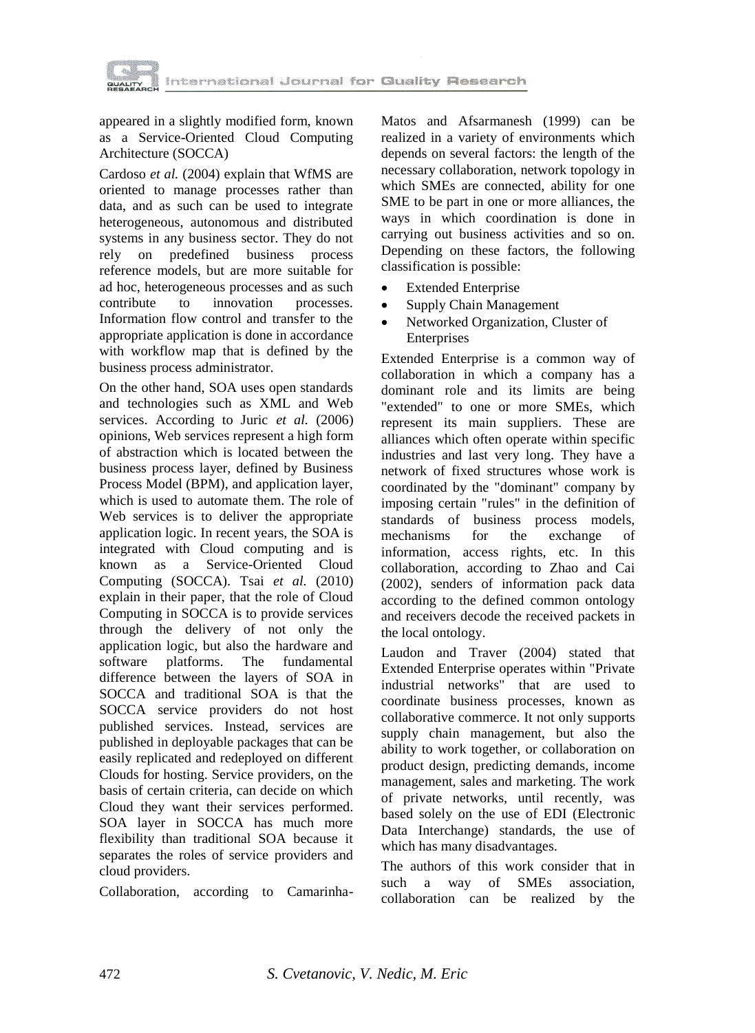appeared in a slightly modified form, known as a Service-Oriented Cloud Computing Architecture (SOCCA)

Cardoso *et al.* (2004) explain that WfMS are oriented to manage processes rather than data, and as such can be used to integrate heterogeneous, autonomous and distributed systems in any business sector. They do not rely on predefined business process reference models, but are more suitable for ad hoc, heterogeneous processes and as such contribute to innovation processes. Information flow control and transfer to the appropriate application is done in accordance with workflow map that is defined by the business process administrator.

On the other hand, SOA uses open standards and technologies such as XML and Web services. According to Juric *et al.* (2006) opinions, Web services represent a high form of abstraction which is located between the business process layer, defined by Business Process Model (BPM), and application layer, which is used to automate them. The role of Web services is to deliver the appropriate application logic. In recent years, the SOA is integrated with Cloud computing and is known as a Service-Oriented Cloud Computing (SOCCA). Tsai *et al.* (2010) explain in their paper, that the role of Cloud Computing in SOCCA is to provide services through the delivery of not only the application logic, but also the hardware and software platforms. The fundamental difference between the layers of SOA in SOCCA and traditional SOA is that the SOCCA service providers do not host published services. Instead, services are published in deployable packages that can be easily replicated and redeployed on different Clouds for hosting. Service providers, on the basis of certain criteria, can decide on which Cloud they want their services performed. SOA layer in SOCCA has much more flexibility than traditional SOA because it separates the roles of service providers and cloud providers.

Collaboration, according to Camarinha-Matos and Afsarmanesh (1999) can be realized in a variety of environments which depends on several factors: the length of the necessary collaboration, network topology in which SMEs are connected, ability for one SME to be part in one or more alliances, the ways in which coordination is done in carrying out business activities and so on. Depending on these factors, the following classification is possible:

- Extended Enterprise
- Supply Chain Management
- Networked Organization, Cluster of Enterprises

Extended Enterprise is a common way of collaboration in which a company has a dominant role and its limits are being "extended" to one or more SMEs, which represent its main suppliers. These are alliances which often operate within specific industries and last very long. They have a network of fixed structures whose work is coordinated by the "dominant" company by imposing certain "rules" in the definition of standards of business process models, mechanisms for the exchange of information, access rights, etc. In this collaboration, according to Zhao and Cai (2002), senders of information pack data according to the defined common ontology and receivers decode the received packets in the local ontology.

Laudon and Traver (2004) stated that Extended Enterprise operates within "Private industrial networks" that are used to coordinate business processes, known as collaborative commerce. It not only supports supply chain management, but also the ability to work together, or collaboration on product design, predicting demands, income management, sales and marketing. The work of private networks, until recently, was based solely on the use of EDI (Electronic Data Interchange) standards, the use of which has many disadvantages.

The authors of this work consider that in such a way of SMEs association, collaboration can be realized by the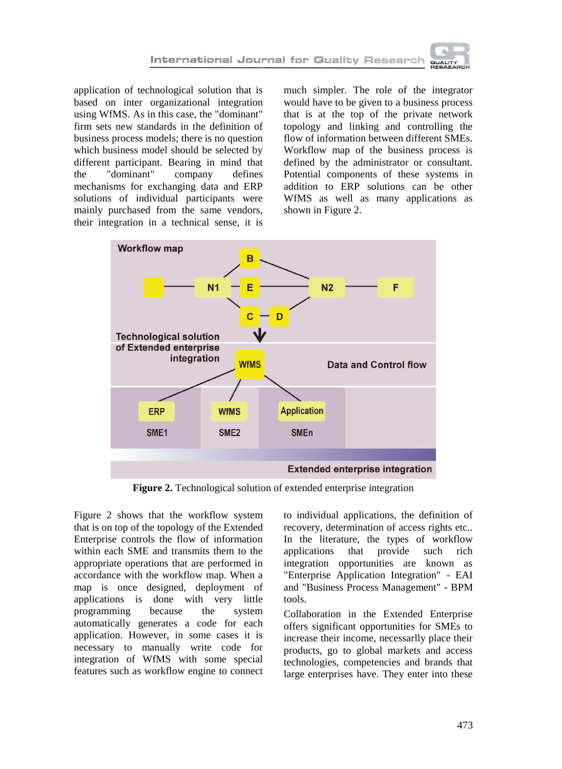application of technological solution that is based on inter organizational integration using WfMS. As in this case, the "dominant" firm sets new standards in the definition of business process models; there is no question which business model should be selected by different participant. Bearing in mind that the "dominant" company defines mechanisms for exchanging data and ERP solutions of individual participants were mainly purchased from the same vendors, their integration in a technical sense, it is much simpler. The role of the integrator would have to be given to a business process that is at the top of the private network topology and linking and controlling the flow of information between different SMEs. Workflow map of the business process is defined by the administrator or consultant. Potential components of these systems in addition to ERP solutions can be other WfMS as well as many applications as shown in Figure 2.

**Figure 2.** Technological solution of extended enterprise integration

Figure 2 shows that the workflow system that is on top of the topology of the Extended Enterprise controls the flow of information within each SME and transmits them to the appropriate operations that are performed in accordance with the workflow map. When a map is once designed, deployment of applications is done with very little programming because the system automatically generates a code for each application. However, in some cases it is necessary to manually write code for integration of WfMS with some special features such as workflow engine to connect to individual applications, the definition of recovery, determination of access rights etc.. In the literature, the types of workflow applications that provide such rich integration opportunities are known as "Enterprise Application Integration" - EAI and "Business Process Management" - BPM tools.

Collaboration in the Extended Enterprise offers significant opportunities for SMEs to increase their income, necessarlly place their products, go to global markets and access technologies, competencies and brands that large enterprises have. They enter into these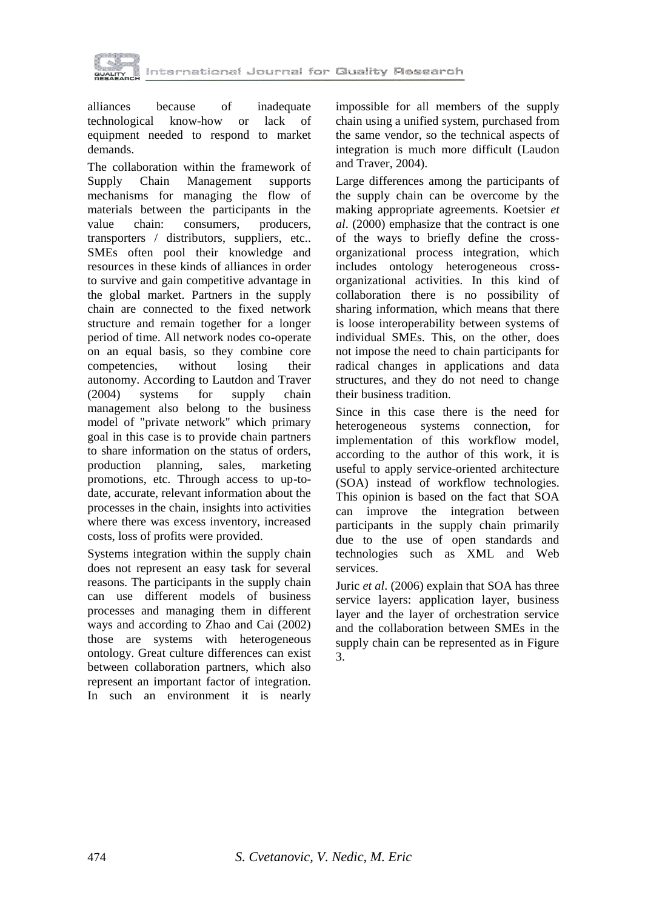alliances because of inadequate technological know-how or lack of equipment needed to respond to market demands.

The collaboration within the framework of Supply Chain Management supports mechanisms for managing the flow of materials between the participants in the value chain: consumers, producers, transporters / distributors, suppliers, etc.. SMEs often pool their knowledge and resources in these kinds of alliances in order to survive and gain competitive advantage in the global market. Partners in the supply chain are connected to the fixed network structure and remain together for a longer period of time. All network nodes co-operate on an equal basis, so they combine core competencies, without losing their autonomy. According to Lautdon and Traver (2004) systems for supply chain management also belong to the business model of "private network" which primary goal in this case is to provide chain partners to share information on the status of orders, production planning, sales, marketing promotions, etc. Through access to up-to-date, accurate, relevant information about the processes in the chain, insights into activities where there was excess inventory, increased costs, loss of profits were provided.

Systems integration within the supply chain does not represent an easy task for several reasons. The participants in the supply chain can use different models of business processes and managing them in different ways and according to Zhao and Cai (2002) those are systems with heterogeneous ontology. Great culture differences can exist between collaboration partners, which also represent an important factor of integration. In such an environment it is nearly impossible for all members of the supply chain using a unified system, purchased from the same vendor, so the technical aspects of integration is much more difficult (Laudon and Traver, 2004).

Large differences among the participants of the supply chain can be overcome by the making appropriate agreements. Koetsier *et al*. (2000) emphasize that the contract is one of the ways to briefly define the cross-organizational process integration, which includes ontology heterogeneous cross-organizational activities. In this kind of collaboration there is no possibility of sharing information, which means that there is loose interoperability between systems of individual SMEs. This, on the other, does not impose the need to chain participants for radical changes in applications and data structures, and they do not need to change their business tradition.

Since in this case there is the need for heterogeneous systems connection, for implementation of this workflow model, according to the author of this work, it is useful to apply service-oriented architecture (SOA) instead of workflow technologies. This opinion is based on the fact that SOA can improve the integration between participants in the supply chain primarily due to the use of open standards and technologies such as XML and Web services.

Juric *et al*. (2006) explain that SOA has three service layers: application layer, business layer and the layer of orchestration service and the collaboration between SMEs in the supply chain can be represented as in Figure 3.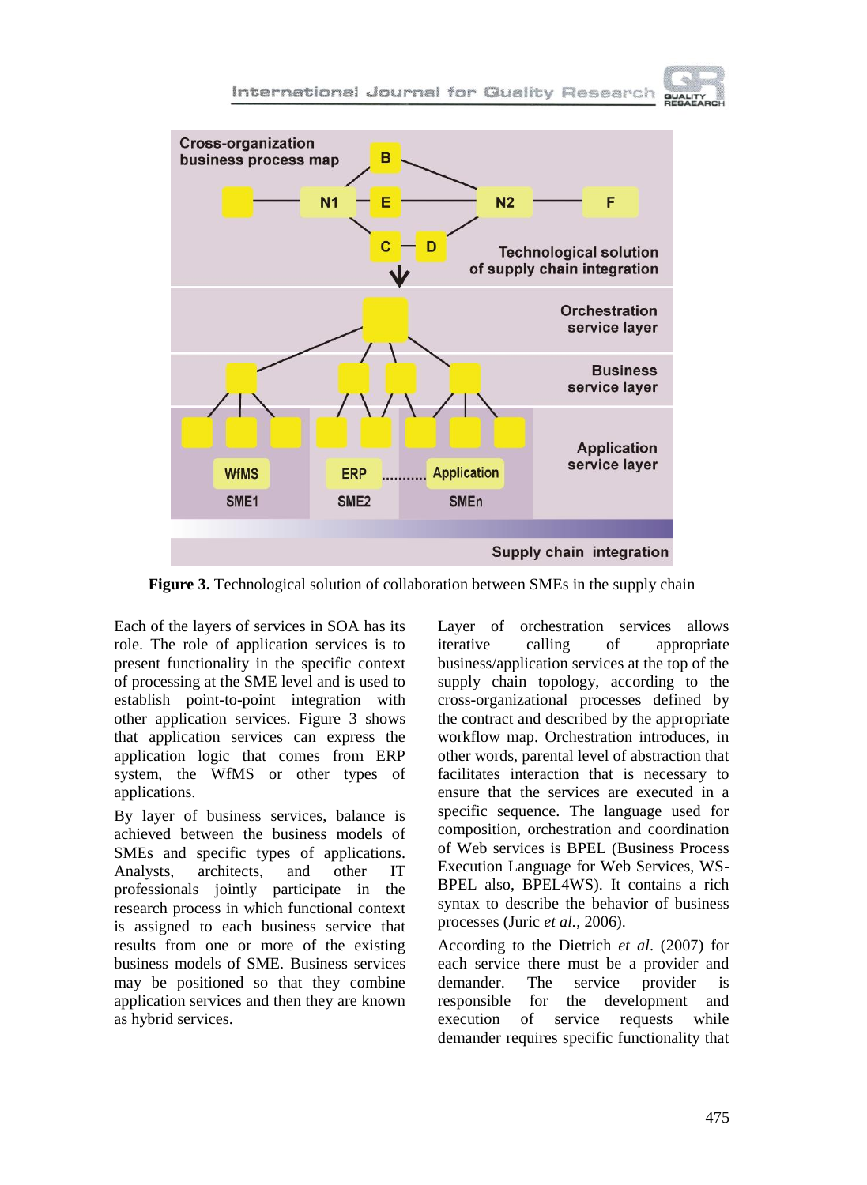**Figure 3.** Technological solution of collaboration between SMEs in the supply chain

Each of the layers of services in SOA has its role. The role of application services is to present functionality in the specific context of processing at the SME level and is used to establish point-to-point integration with other application services. Figure 3 shows that application services can express the application logic that comes from ERP system, the WfMS or other types of applications.

By layer of business services, balance is achieved between the business models of SMEs and specific types of applications. Analysts, architects, and other IT professionals jointly participate in the research process in which functional context is assigned to each business service that results from one or more of the existing business models of SME. Business services may be positioned so that they combine application services and then they are known as hybrid services.

Layer of orchestration services allows iterative calling of appropriate business/application services at the top of the supply chain topology, according to the cross-organizational processes defined by the contract and described by the appropriate workflow map. Orchestration introduces, in other words, parental level of abstraction that facilitates interaction that is necessary to ensure that the services are executed in a specific sequence. The language used for composition, orchestration and coordination of Web services is BPEL (Business Process Execution Language for Web Services, WS-BPEL also, BPEL4WS). It contains a rich syntax to describe the behavior of business processes (Juric *et al.*, 2006).

According to the Dietrich *et al*. (2007) for each service there must be a provider and demander. The service provider is responsible for the development and execution of service requests while demander requires specific functionality that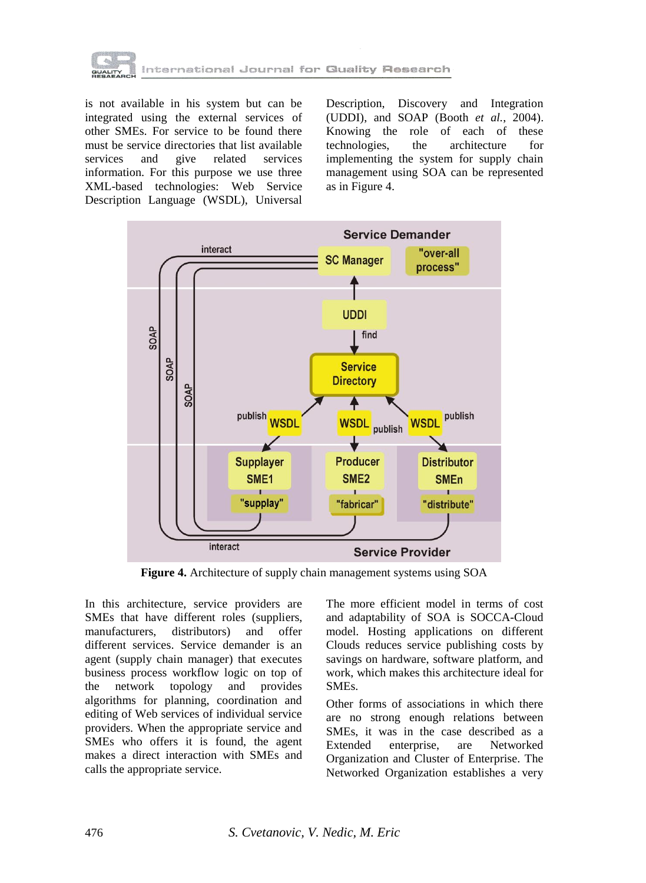is not available in his system but can be integrated using the external services of other SMEs. For service to be found there must be service directories that list available services and give related services information. For this purpose we use three XML-based technologies: Web Service Description Language (WSDL), Universal Description, Discovery and Integration (UDDI), and SOAP (Booth *et al.*, 2004). Knowing the role of each of these technologies, the architecture for implementing the system for supply chain management using SOA can be represented as in Figure 4.

**Figure 4.** Architecture of supply chain management systems using SOA

In this architecture, service providers are SMEs that have different roles (suppliers, manufacturers, distributors) and offer different services. Service demander is an agent (supply chain manager) that executes business process workflow logic on top of the network topology and provides algorithms for planning, coordination and editing of Web services of individual service providers. When the appropriate service and SMEs who offers it is found, the agent makes a direct interaction with SMEs and calls the appropriate service.

The more efficient model in terms of cost and adaptability of SOA is SOCCA-Cloud model. Hosting applications on different Clouds reduces service publishing costs by savings on hardware, software platform, and work, which makes this architecture ideal for SMEs.

Other forms of associations in which there are no strong enough relations between SMEs, it was in the case described as a Extended enterprise, are Networked Organization and Cluster of Enterprise. The Networked Organization establishes a very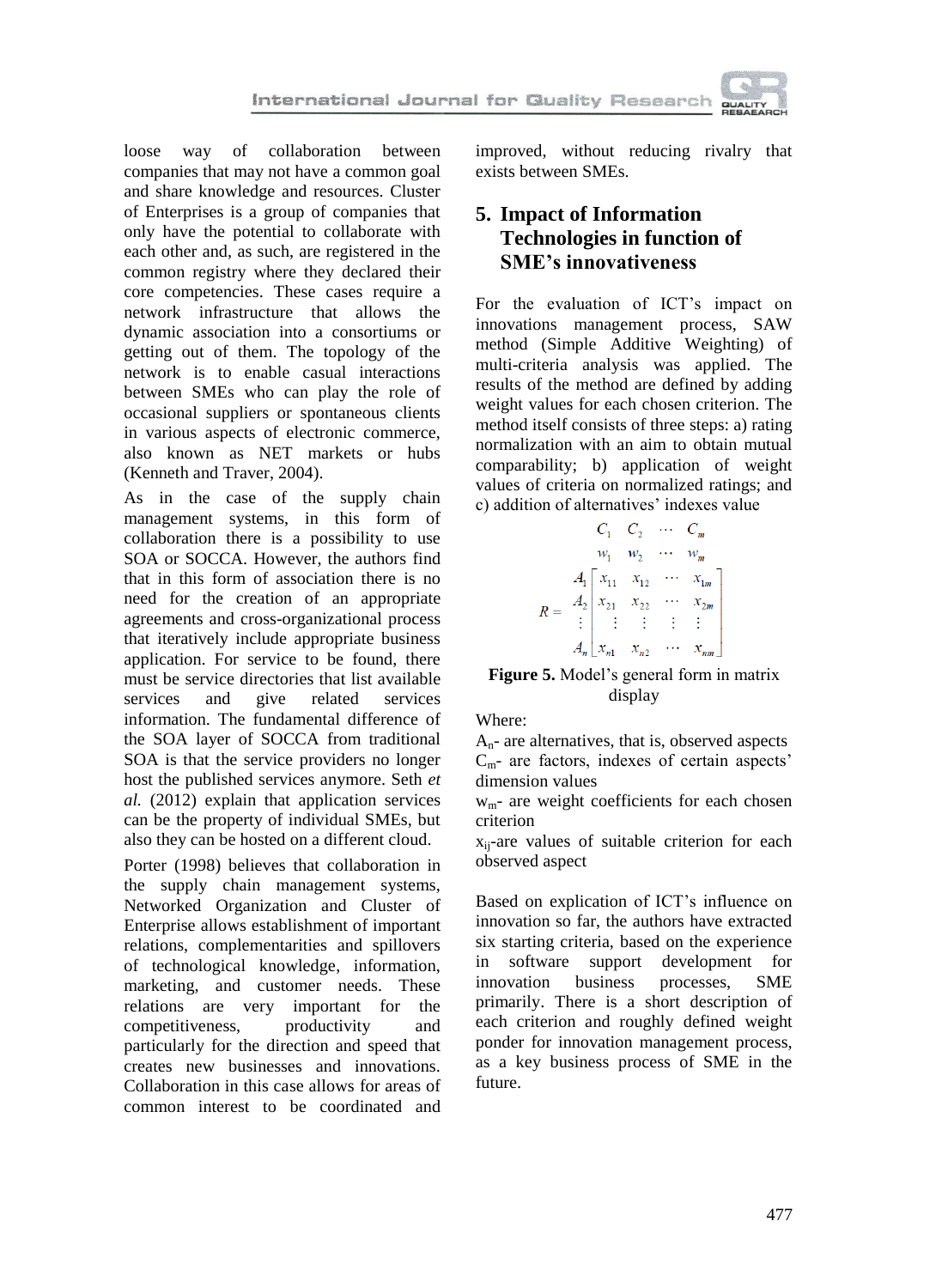loose way of collaboration between companies that may not have a common goal and share knowledge and resources. Cluster of Enterprises is a group of companies that only have the potential to collaborate with each other and, as such, are registered in the common registry where they declared their core competencies. These cases require a network infrastructure that allows the dynamic association into a consortiums or getting out of them. The topology of the network is to enable casual interactions between SMEs who can play the role of occasional suppliers or spontaneous clients in various aspects of electronic commerce, also known as NET markets or hubs (Kenneth and Traver, 2004).

As in the case of the supply chain management systems, in this form of collaboration there is a possibility to use SOA or SOCCA. However, the authors find that in this form of association there is no need for the creation of an appropriate agreements and cross-organizational process that iteratively include appropriate business application. For service to be found, there must be service directories that list available services and give related services information. The fundamental difference of the SOA layer of SOCCA from traditional SOA is that the service providers no longer host the published services anymore. Seth *et al.* (2012) explain that application services can be the property of individual SMEs, but also they can be hosted on a different cloud.

Porter (1998) believes that collaboration in the supply chain management systems, Networked Organization and Cluster of Enterprise allows establishment of important relations, complementarities and spillovers of technological knowledge, information, marketing, and customer needs. These relations are very important for the competitiveness, productivity and particularly for the direction and speed that creates new businesses and innovations. Collaboration in this case allows for areas of common interest to be coordinated and improved, without reducing rivalry that exists between SMEs.

## 5. Impact of Information Technologies in function of SME's innovativeness

For the evaluation of ICT's impact on innovations management process, SAW method (Simple Additive Weighting) of multi-criteria analysis was applied. The results of the method are defined by adding weight values for each chosen criterion. The method itself consists of three steps: a) rating normalization with an aim to obtain mutual comparability; b) application of weight values of criteria on normalized ratings; and c) addition of alternatives' indexes value

$$
\begin{array}{cc}
 & \begin{array}{cccc} C_1 & C_2 & \cdots & C_m \\ w_1 & w_2 & \cdots & w_m \end{array} \\
R = \begin{array}{c} A_1 \\ A_2 \\ \vdots \\ A_n \end{array} & \left[ \begin{array}{cccc} x_{11} & x_{12} & \cdots & x_{1m} \\ x_{21} & x_{22} & \cdots & x_{2m} \\ \vdots & \vdots & \vdots & \vdots \\ x_{n1} & x_{n2} & \cdots & x_{nm} \end{array} \right]
\end{array}
$$

**Figure 5.** Model's general form in matrix display

Where:

$A_n$- are alternatives, that is, observed aspects

$C_m$- are factors, indexes of certain aspects' dimension values

$w_m$- are weight coefficients for each chosen criterion

$x_{ij}$-are values of suitable criterion for each observed aspect

Based on explication of ICT's influence on innovation so far, the authors have extracted six starting criteria, based on the experience in software support development for innovation business processes, SME primarily. There is a short description of each criterion and roughly defined weight ponder for innovation management process, as a key business process of SME in the future.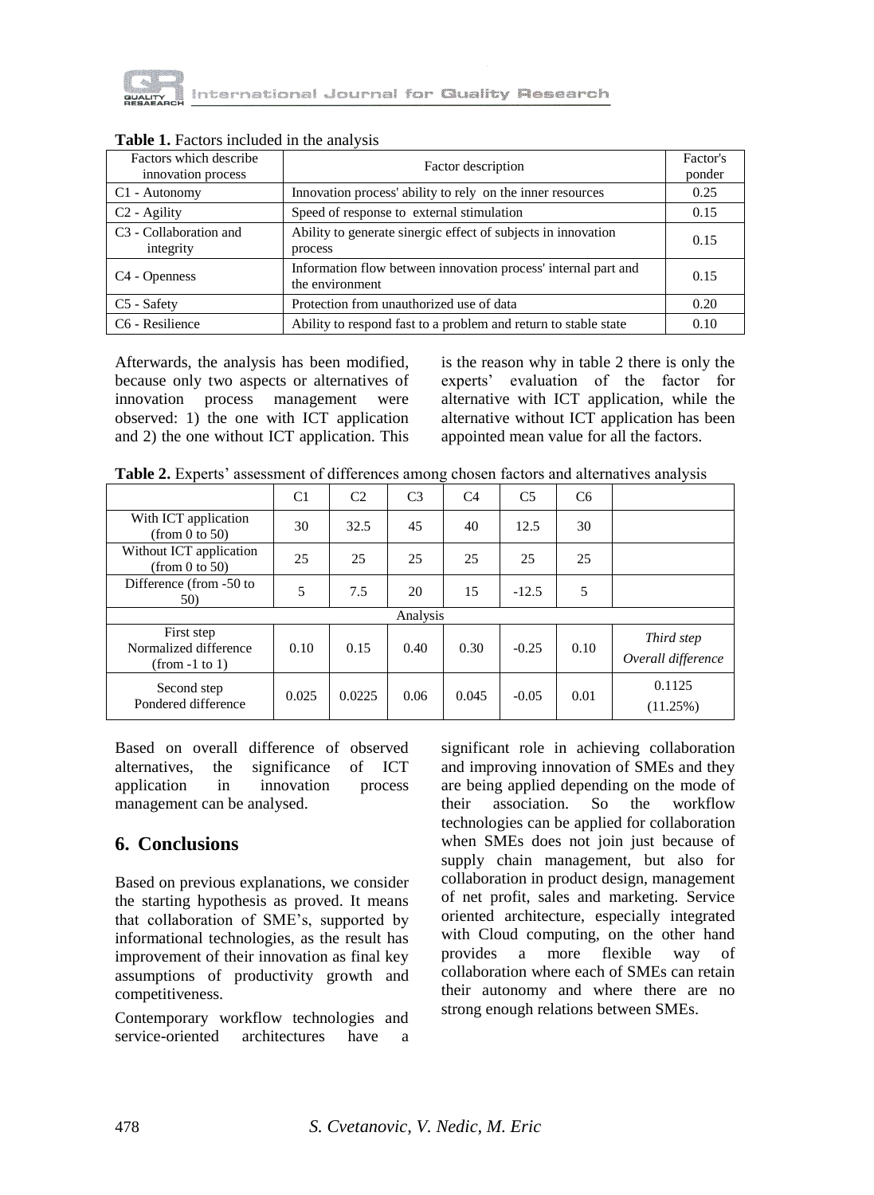**Table 1.** Factors included in the analysis

| Factors which describe innovation process | Factor description | Factor's ponder |
|---|---|---|
| C1 - Autonomy | Innovation process' ability to rely on the inner resources | 0.25 |
| C2 - Agility | Speed of response to external stimulation | 0.15 |
| C3 - Collaboration and integrity | Ability to generate sinergic effect of subjects in innovation process | 0.15 |
| C4 - Openness | Information flow between innovation process' internal part and the environment | 0.15 |
| C5 - Safety | Protection from unauthorized use of data | 0.20 |
| C6 - Resilience | Ability to respond fast to a problem and return to stable state | 0.10 |

Afterwards, the analysis has been modified, because only two aspects or alternatives of innovation process management were observed: 1) the one with ICT application and 2) the one without ICT application. This is the reason why in table 2 there is only the experts' evaluation of the factor for alternative with ICT application, while the alternative without ICT application has been appointed mean value for all the factors.

**Table 2.** Experts' assessment of differences among chosen factors and alternatives analysis

| | C1 | C2 | C3 | C4 | C5 | C6 | |
|---|---|---|---|---|---|---|---|
| With ICT application (from 0 to 50) | 30 | 32.5 | 45 | 40 | 12.5 | 30 | |
| Without ICT application (from 0 to 50) | 25 | 25 | 25 | 25 | 25 | 25 | |
| Difference (from -50 to 50) | 5 | 7.5 | 20 | 15 | -12.5 | 5 | |
| Analysis | | | | | | | |
| First step Normalized difference (from -1 to 1) | 0.10 | 0.15 | 0.40 | 0.30 | -0.25 | 0.10 | *Third step Overall difference* |
| Second step Pondered difference | 0.025 | 0.0225 | 0.06 | 0.045 | -0.05 | 0.01 | 0.1125 (11.25%) |

Based on overall difference of observed alternatives, the significance of ICT application in innovation process management can be analysed.

## 6. Conclusions

Based on previous explanations, we consider the starting hypothesis as proved. It means that collaboration of SME's, supported by informational technologies, as the result has improvement of their innovation as final key assumptions of productivity growth and competitiveness.

Contemporary workflow technologies and service-oriented architectures have a significant role in achieving collaboration and improving innovation of SMEs and they are being applied depending on the mode of their association. So the workflow technologies can be applied for collaboration when SMEs does not join just because of supply chain management, but also for collaboration in product design, management of net profit, sales and marketing. Service oriented architecture, especially integrated with Cloud computing, on the other hand provides a more flexible way of collaboration where each of SMEs can retain their autonomy and where there are no strong enough relations between SMEs.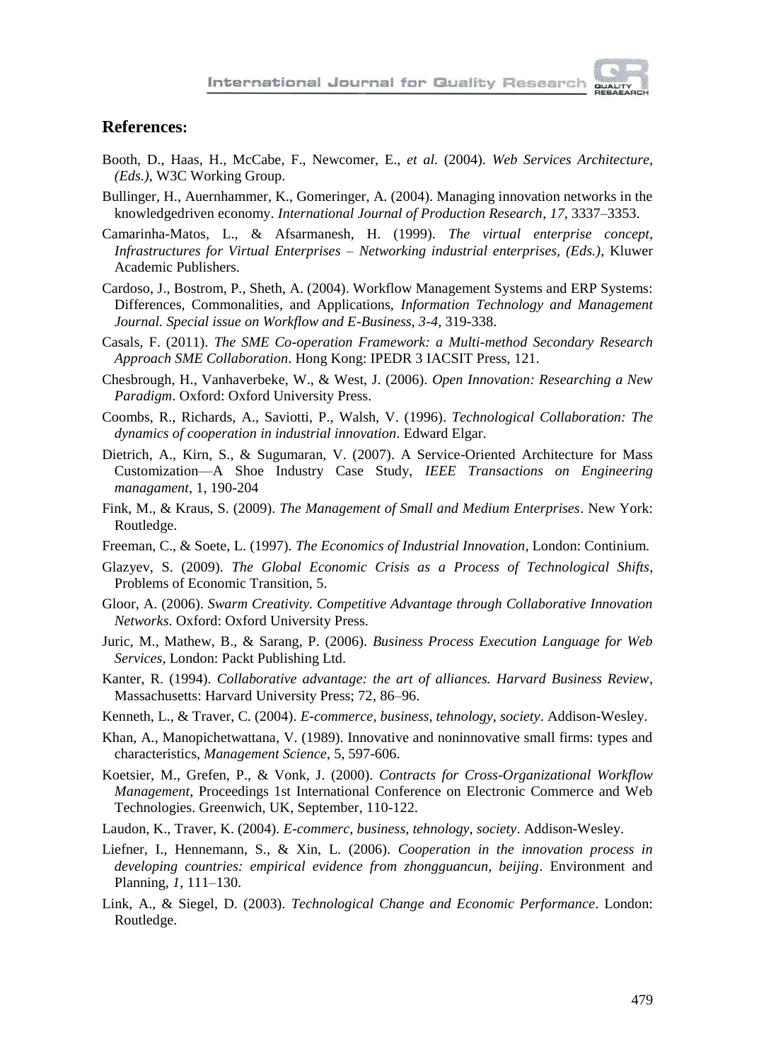## References:

Booth, D., Haas, H., McCabe, F., Newcomer, E., *et al*. (2004). *Web Services Architecture, (Eds.)*, W3C Working Group.

Bullinger, H., Auernhammer, K., Gomeringer, A. (2004). Managing innovation networks in the knowledgedriven economy. *International Journal of Production Research, 17*, 3337–3353.

Camarinha-Matos, L., & Afsarmanesh, H. (1999). *The virtual enterprise concept*, *Infrastructures for Virtual Enterprises – Networking industrial enterprises, (Eds.)*, Kluwer Academic Publishers.

Cardoso, J., Bostrom, P., Sheth, A. (2004). Workflow Management Systems and ERP Systems: Differences, Commonalities, and Applications, *Information Technology and Management Journal. Special issue on Workflow and E-Business, 3-4*, 319-338.

Casals, F. (2011). *The SME Co-operation Framework: a Multi-method Secondary Research Approach SME Collaboration*. Hong Kong: IPEDR 3 IACSIT Press, 121.

Chesbrough, H., Vanhaverbeke, W., & West, J. (2006). *Open Innovation: Researching a New Paradigm*. Oxford: Oxford University Press.

Coombs, R., Richards, A., Saviotti, P., Walsh, V. (1996). *Technological Collaboration: The dynamics of cooperation in industrial innovation*. Edward Elgar.

Dietrich, A., Kirn, S., & Sugumaran, V. (2007). A Service-Oriented Architecture for Mass Customization—A Shoe Industry Case Study, *IEEE Transactions on Engineering managament*, 1, 190-204

Fink, M., & Kraus, S. (2009). *The Management of Small and Medium Enterprises*. New York: Routledge.

Freeman, C., & Soete, L. (1997). *The Economics of Industrial Innovation*, London: Continium.

Glazyev, S. (2009). *The Global Economic Crisis as a Process of Technological Shifts*, Problems of Economic Transition, 5.

Gloor, A. (2006). *Swarm Creativity. Competitive Advantage through Collaborative Innovation Networks*. Oxford: Oxford University Press.

Juric, M., Mathew, B., & Sarang, P. (2006). *Business Process Execution Language for Web Services*, London: Packt Publishing Ltd.

Kanter, R. (1994). *Collaborative advantage: the art of alliances. Harvard Business Review*, Massachusetts: Harvard University Press; 72, 86–96.

Kenneth, L., & Traver, C. (2004). *E-commerce, business, tehnology, society*. Addison-Wesley.

Khan, A., Manopichetwattana, V. (1989). Innovative and noninnovative small firms: types and characteristics, *Management Science*, 5, 597-606.

Koetsier, M., Grefen, P., & Vonk, J. (2000). *Contracts for Cross-Organizational Workflow Management*, Proceedings 1st International Conference on Electronic Commerce and Web Technologies. Greenwich, UK, September, 110-122.

Laudon, K., Traver, K. (2004). *E-commerc, business, tehnology, society*. Addison-Wesley.

Liefner, I., Hennemann, S., & Xin, L. (2006). *Cooperation in the innovation process in developing countries: empirical evidence from zhongguancun, beijing*. Environment and Planning, *1*, 111–130.

Link, A., & Siegel, D. (2003). *Technological Change and Economic Performance*. London: Routledge.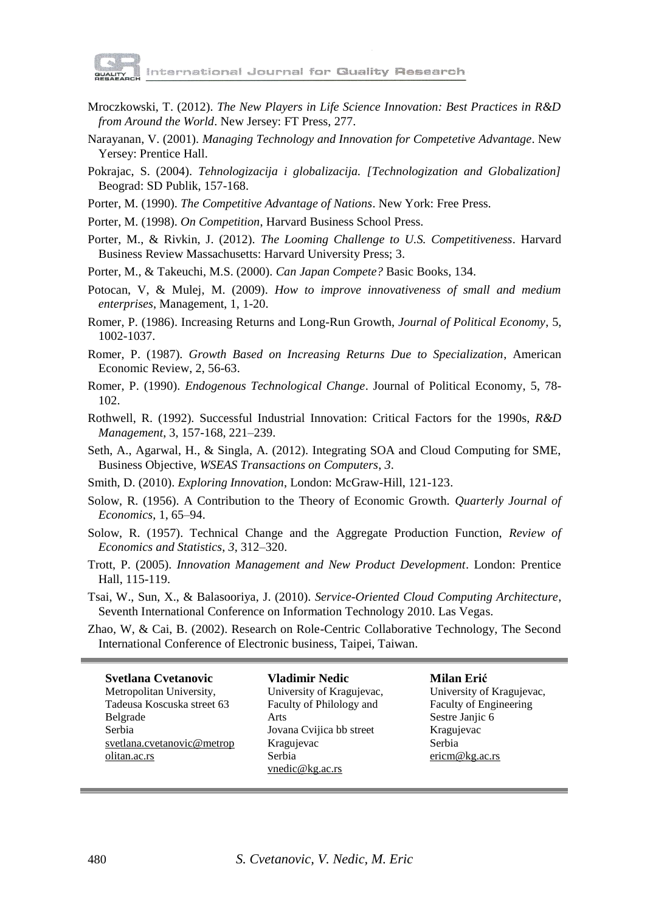Mroczkowski, T. (2012). *The New Players in Life Science Innovation: Best Practices in R&D from Around the World*. New Jersey: FT Press, 277.

Narayanan, V. (2001). *Managing Technology and Innovation for Competetive Advantage*. New Yersey: Prentice Hall.

Pokrajac, S. (2004). *Tehnologizacija i globalizacija. [Technologization and Globalization]* Beograd: SD Publik, 157-168.

Porter, M. (1990). *The Competitive Advantage of Nations*. New York: Free Press.

Porter, M. (1998). *On Competition*, Harvard Business School Press.

Porter, M., & Rivkin, J. (2012). *The Looming Challenge to U.S. Competitiveness*. Harvard Business Review Massachusetts: Harvard University Press; 3.

Porter, M., & Takeuchi, M.S. (2000). *Can Japan Compete?* Basic Books, 134.

Potocan, V, & Mulej, M. (2009). *How to improve innovativeness of small and medium enterprises*, Management, 1, 1-20.

Romer, P. (1986). Increasing Returns and Long-Run Growth, *Journal of Political Economy*, 5, 1002-1037.

Romer, P. (1987). *Growth Based on Increasing Returns Due to Specialization*, American Economic Review, 2, 56-63.

Romer, P. (1990). *Endogenous Technological Change*. Journal of Political Economy, 5, 78-102.

Rothwell, R. (1992). Successful Industrial Innovation: Critical Factors for the 1990s, *R&D Management*, 3, 157-168, 221–239.

Seth, A., Agarwal, H., & Singla, A. (2012). Integrating SOA and Cloud Computing for SME, Business Objective, *WSEAS Transactions on Computers*, *3*.

Smith, D. (2010). *Exploring Innovation*, London: McGraw-Hill, 121-123.

Solow, R. (1956). A Contribution to the Theory of Economic Growth. *Quarterly Journal of Economics*, 1, 65–94.

Solow, R. (1957). Technical Change and the Aggregate Production Function, *Review of Economics and Statistics*, *3*, 312–320.

Trott, P. (2005). *Innovation Management and New Product Development*. London: Prentice Hall, 115-119.

Tsai, W., Sun, X., & Balasooriya, J. (2010). *Service-Oriented Cloud Computing Architecture*, Seventh International Conference on Information Technology 2010. Las Vegas.

Zhao, W, & Cai, B. (2002). Research on Role-Centric Collaborative Technology, The Second International Conference of Electronic business, Taipei, Taiwan.

---

**Svetlana Cvetanovic**
Metropolitan University,
Tadeusa Koscuska street 63
Belgrade
Serbia
svetlana.cvetanovic@metropolitan.ac.rs

**Vladimir Nedic**
University of Kragujevac,
Faculty of Philology and Arts
Jovana Cvijica bb street
Kragujevac
Serbia
vnedic@kg.ac.rs

**Milan Erić**
University of Kragujevac,
Faculty of Engineering
Sestre Janjic 6
Kragujevac
Serbia
ericm@kg.ac.rs